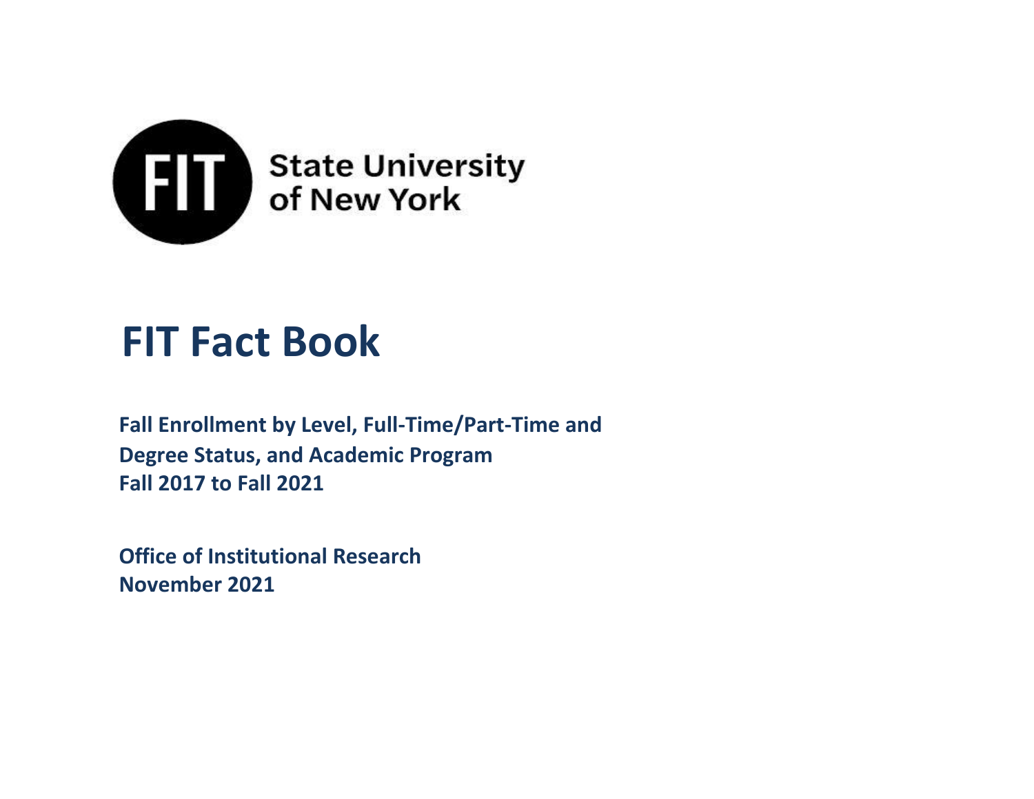FIT State University of New York

# FIT Fact Book

**Fall Enrollment by Level, Full-Time/Part-Time and Degree Status, and Academic Program**
**Fall 2017 to Fall 2021**

**Office of Institutional Research**
**November 2021**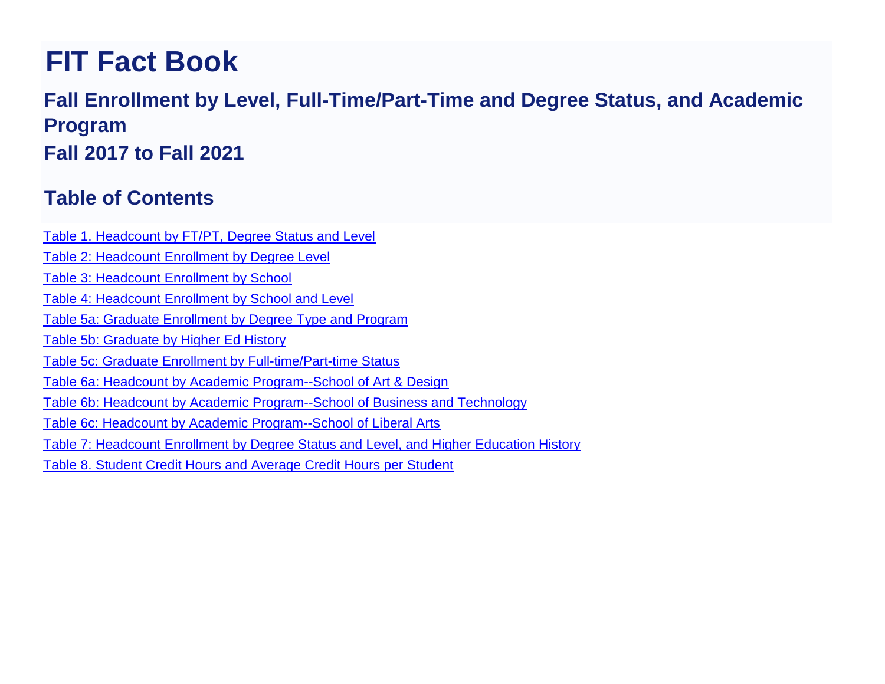# FIT Fact Book

## Fall Enrollment by Level, Full-Time/Part-Time and Degree Status, and Academic Program

## Fall 2017 to Fall 2021

## Table of Contents

- Table 1. Headcount by FT/PT, Degree Status and Level
- Table 2: Headcount Enrollment by Degree Level
- Table 3: Headcount Enrollment by School
- Table 4: Headcount Enrollment by School and Level
- Table 5a: Graduate Enrollment by Degree Type and Program
- Table 5b: Graduate by Higher Ed History
- Table 5c: Graduate Enrollment by Full-time/Part-time Status
- Table 6a: Headcount by Academic Program--School of Art & Design
- Table 6b: Headcount by Academic Program--School of Business and Technology
- Table 6c: Headcount by Academic Program--School of Liberal Arts
- Table 7: Headcount Enrollment by Degree Status and Level, and Higher Education History
- Table 8. Student Credit Hours and Average Credit Hours per Student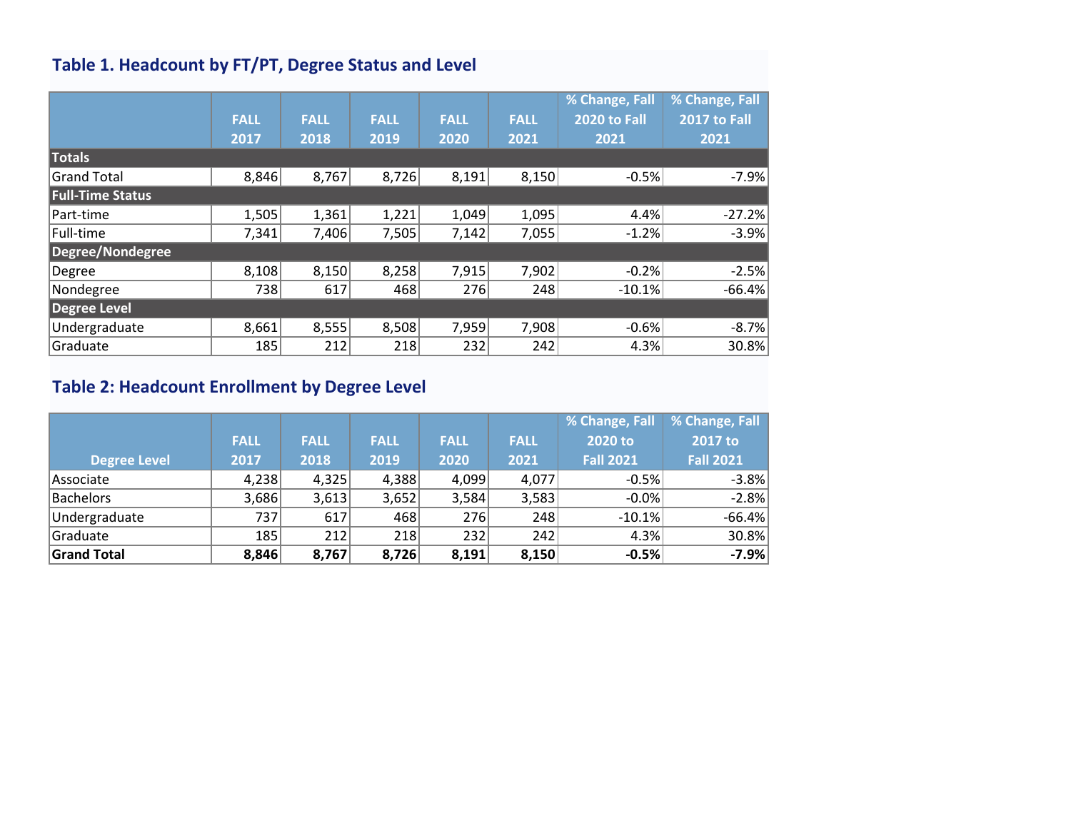### Table 1. Headcount by FT/PT, Degree Status and Level

| | FALL 2017 | FALL 2018 | FALL 2019 | FALL 2020 | FALL 2021 | % Change, Fall 2020 to Fall 2021 | % Change, Fall 2017 to Fall 2021 |
|---|---|---|---|---|---|---|---|
| **Totals** | | | | | | | |
| Grand Total | 8,846 | 8,767 | 8,726 | 8,191 | 8,150 | -0.5% | -7.9% |
| **Full-Time Status** | | | | | | | |
| Part-time | 1,505 | 1,361 | 1,221 | 1,049 | 1,095 | 4.4% | -27.2% |
| Full-time | 7,341 | 7,406 | 7,505 | 7,142 | 7,055 | -1.2% | -3.9% |
| **Degree/Nondegree** | | | | | | | |
| Degree | 8,108 | 8,150 | 8,258 | 7,915 | 7,902 | -0.2% | -2.5% |
| Nondegree | 738 | 617 | 468 | 276 | 248 | -10.1% | -66.4% |
| **Degree Level** | | | | | | | |
| Undergraduate | 8,661 | 8,555 | 8,508 | 7,959 | 7,908 | -0.6% | -8.7% |
| Graduate | 185 | 212 | 218 | 232 | 242 | 4.3% | 30.8% |

### Table 2: Headcount Enrollment by Degree Level

| Degree Level | FALL 2017 | FALL 2018 | FALL 2019 | FALL 2020 | FALL 2021 | % Change, Fall 2020 to Fall 2021 | % Change, Fall 2017 to Fall 2021 |
|---|---|---|---|---|---|---|---|
| Associate | 4,238 | 4,325 | 4,388 | 4,099 | 4,077 | -0.5% | -3.8% |
| Bachelors | 3,686 | 3,613 | 3,652 | 3,584 | 3,583 | -0.0% | -2.8% |
| Undergraduate | 737 | 617 | 468 | 276 | 248 | -10.1% | -66.4% |
| Graduate | 185 | 212 | 218 | 232 | 242 | 4.3% | 30.8% |
| **Grand Total** | **8,846** | **8,767** | **8,726** | **8,191** | **8,150** | **-0.5%** | **-7.9%** |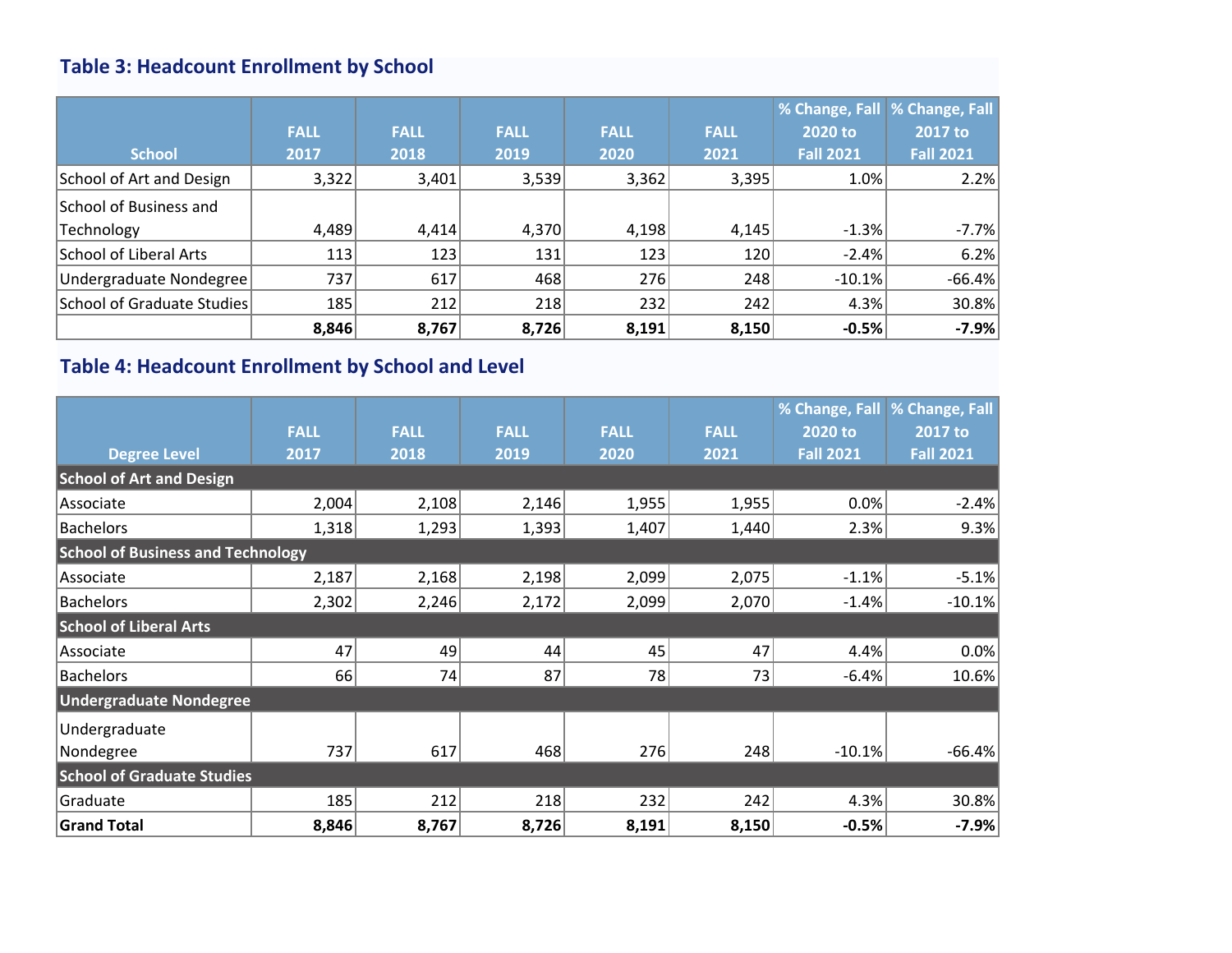### Table 3: Headcount Enrollment by School

| School | FALL 2017 | FALL 2018 | FALL 2019 | FALL 2020 | FALL 2021 | % Change, Fall 2020 to Fall 2021 | % Change, Fall 2017 to Fall 2021 |
|---|---|---|---|---|---|---|---|
| School of Art and Design | 3,322 | 3,401 | 3,539 | 3,362 | 3,395 | 1.0% | 2.2% |
| School of Business and Technology | 4,489 | 4,414 | 4,370 | 4,198 | 4,145 | -1.3% | -7.7% |
| School of Liberal Arts | 113 | 123 | 131 | 123 | 120 | -2.4% | 6.2% |
| Undergraduate Nondegree | 737 | 617 | 468 | 276 | 248 | -10.1% | -66.4% |
| School of Graduate Studies | 185 | 212 | 218 | 232 | 242 | 4.3% | 30.8% |
| | **8,846** | **8,767** | **8,726** | **8,191** | **8,150** | **-0.5%** | **-7.9%** |

### Table 4: Headcount Enrollment by School and Level

| Degree Level | FALL 2017 | FALL 2018 | FALL 2019 | FALL 2020 | FALL 2021 | % Change, Fall 2020 to Fall 2021 | % Change, Fall 2017 to Fall 2021 |
|---|---|---|---|---|---|---|---|
| **School of Art and Design** | | | | | | | |
| Associate | 2,004 | 2,108 | 2,146 | 1,955 | 1,955 | 0.0% | -2.4% |
| Bachelors | 1,318 | 1,293 | 1,393 | 1,407 | 1,440 | 2.3% | 9.3% |
| **School of Business and Technology** | | | | | | | |
| Associate | 2,187 | 2,168 | 2,198 | 2,099 | 2,075 | -1.1% | -5.1% |
| Bachelors | 2,302 | 2,246 | 2,172 | 2,099 | 2,070 | -1.4% | -10.1% |
| **School of Liberal Arts** | | | | | | | |
| Associate | 47 | 49 | 44 | 45 | 47 | 4.4% | 0.0% |
| Bachelors | 66 | 74 | 87 | 78 | 73 | -6.4% | 10.6% |
| **Undergraduate Nondegree** | | | | | | | |
| Undergraduate Nondegree | 737 | 617 | 468 | 276 | 248 | -10.1% | -66.4% |
| **School of Graduate Studies** | | | | | | | |
| Graduate | 185 | 212 | 218 | 232 | 242 | 4.3% | 30.8% |
| **Grand Total** | **8,846** | **8,767** | **8,726** | **8,191** | **8,150** | **-0.5%** | **-7.9%** |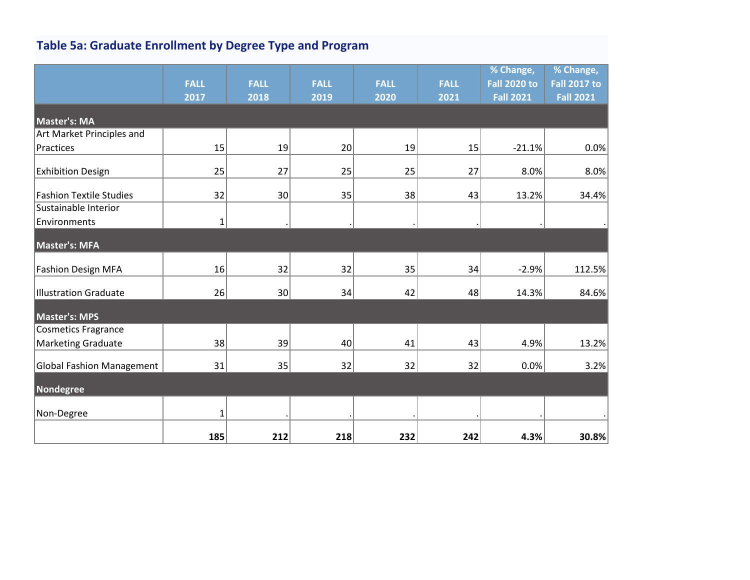## Table 5a: Graduate Enrollment by Degree Type and Program

| | FALL 2017 | FALL 2018 | FALL 2019 | FALL 2020 | FALL 2021 | % Change, Fall 2020 to Fall 2021 | % Change, Fall 2017 to Fall 2021 |
|---|---|---|---|---|---|---|---|
| **Master's: MA** | | | | | | | |
| Art Market Principles and Practices | 15 | 19 | 20 | 19 | 15 | -21.1% | 0.0% |
| Exhibition Design | 25 | 27 | 25 | 25 | 27 | 8.0% | 8.0% |
| Fashion Textile Studies | 32 | 30 | 35 | 38 | 43 | 13.2% | 34.4% |
| Sustainable Interior Environments | 1 | . | . | . | . | . | . |
| **Master's: MFA** | | | | | | | |
| Fashion Design MFA | 16 | 32 | 32 | 35 | 34 | -2.9% | 112.5% |
| Illustration Graduate | 26 | 30 | 34 | 42 | 48 | 14.3% | 84.6% |
| **Master's: MPS** | | | | | | | |
| Cosmetics Fragrance Marketing Graduate | 38 | 39 | 40 | 41 | 43 | 4.9% | 13.2% |
| Global Fashion Management | 31 | 35 | 32 | 32 | 32 | 0.0% | 3.2% |
| **Nondegree** | | | | | | | |
| Non-Degree | 1 | . | . | . | . | . | . |
| | **185** | **212** | **218** | **232** | **242** | **4.3%** | **30.8%** |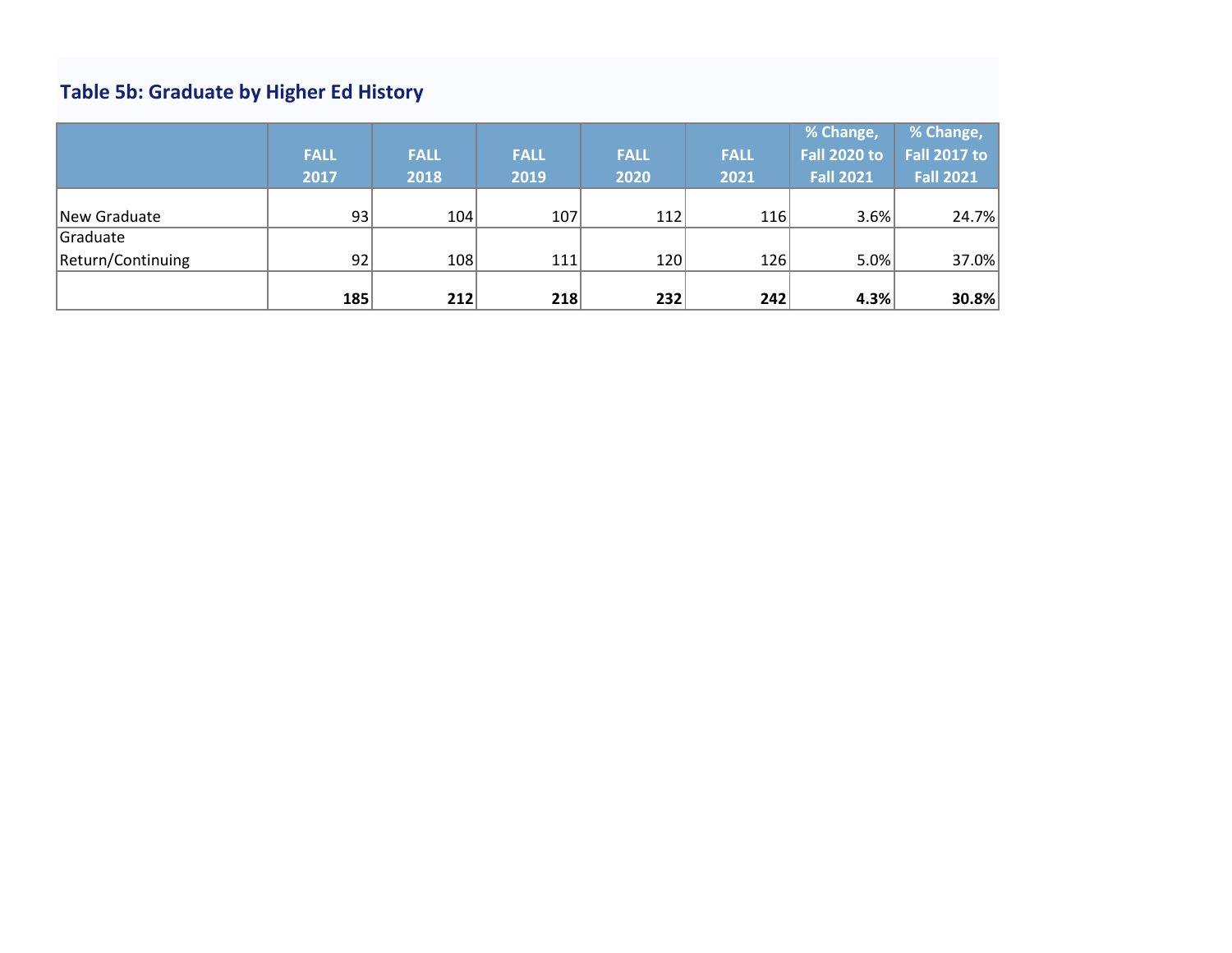## Table 5b: Graduate by Higher Ed History

| | FALL 2017 | FALL 2018 | FALL 2019 | FALL 2020 | FALL 2021 | % Change, Fall 2020 to Fall 2021 | % Change, Fall 2017 to Fall 2021 |
|---|---|---|---|---|---|---|---|
| New Graduate | 93 | 104 | 107 | 112 | 116 | 3.6% | 24.7% |
| Graduate Return/Continuing | 92 | 108 | 111 | 120 | 126 | 5.0% | 37.0% |
| | **185** | **212** | **218** | **232** | **242** | **4.3%** | **30.8%** |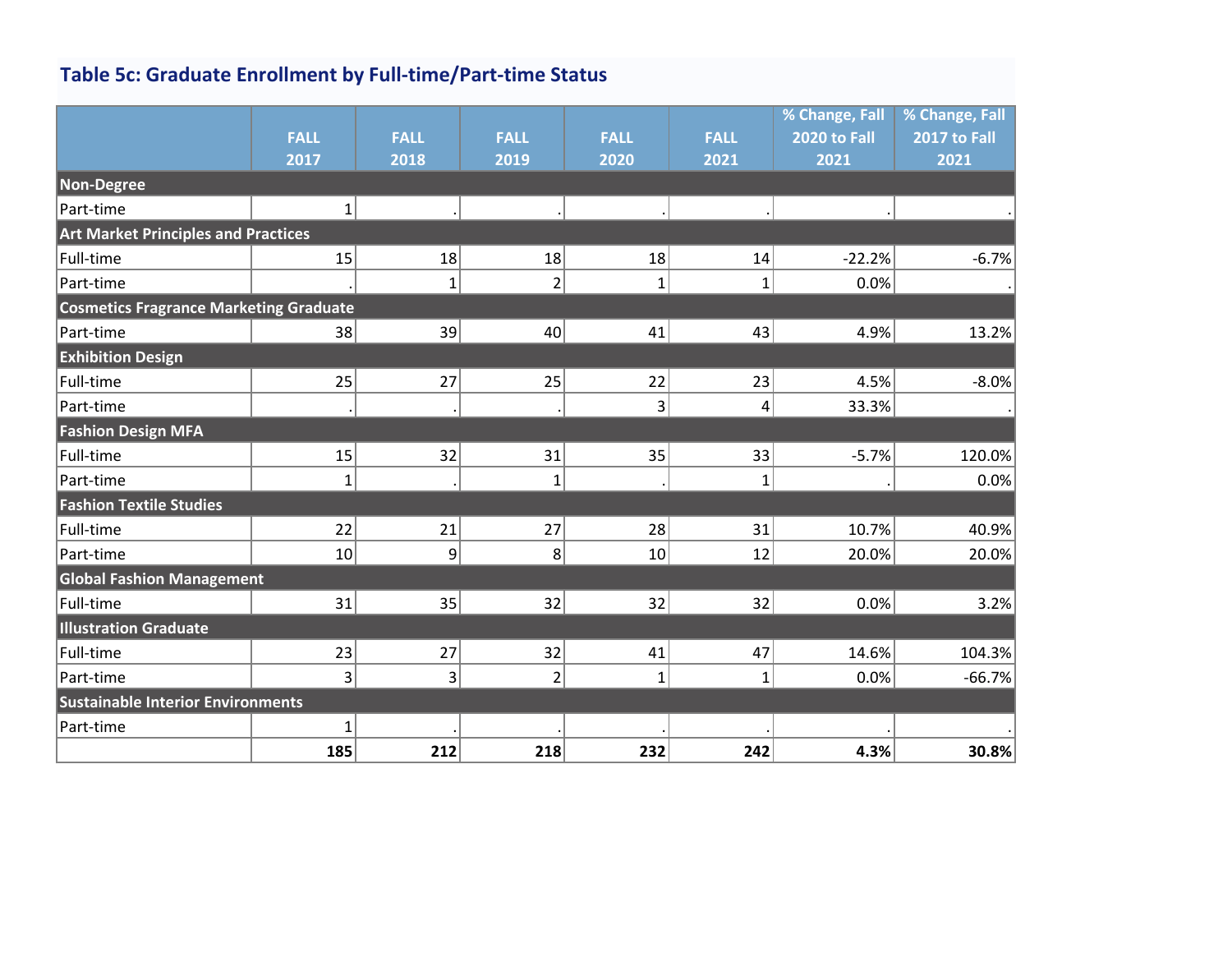## Table 5c: Graduate Enrollment by Full-time/Part-time Status

| | FALL 2017 | FALL 2018 | FALL 2019 | FALL 2020 | FALL 2021 | % Change, Fall 2020 to Fall 2021 | % Change, Fall 2017 to Fall 2021 |
|---|---|---|---|---|---|---|---|
| **Non-Degree** | | | | | | | |
| Part-time | 1 | . | . | . | . | . | . |
| **Art Market Principles and Practices** | | | | | | | |
| Full-time | 15 | 18 | 18 | 18 | 14 | -22.2% | -6.7% |
| Part-time | . | 1 | 2 | 1 | 1 | 0.0% | . |
| **Cosmetics Fragrance Marketing Graduate** | | | | | | | |
| Part-time | 38 | 39 | 40 | 41 | 43 | 4.9% | 13.2% |
| **Exhibition Design** | | | | | | | |
| Full-time | 25 | 27 | 25 | 22 | 23 | 4.5% | -8.0% |
| Part-time | . | . | . | 3 | 4 | 33.3% | . |
| **Fashion Design MFA** | | | | | | | |
| Full-time | 15 | 32 | 31 | 35 | 33 | -5.7% | 120.0% |
| Part-time | 1 | . | 1 | . | 1 | . | 0.0% |
| **Fashion Textile Studies** | | | | | | | |
| Full-time | 22 | 21 | 27 | 28 | 31 | 10.7% | 40.9% |
| Part-time | 10 | 9 | 8 | 10 | 12 | 20.0% | 20.0% |
| **Global Fashion Management** | | | | | | | |
| Full-time | 31 | 35 | 32 | 32 | 32 | 0.0% | 3.2% |
| **Illustration Graduate** | | | | | | | |
| Full-time | 23 | 27 | 32 | 41 | 47 | 14.6% | 104.3% |
| Part-time | 3 | 3 | 2 | 1 | 1 | 0.0% | -66.7% |
| **Sustainable Interior Environments** | | | | | | | |
| Part-time | 1 | . | . | . | . | . | . |
| | **185** | **212** | **218** | **232** | **242** | **4.3%** | **30.8%** |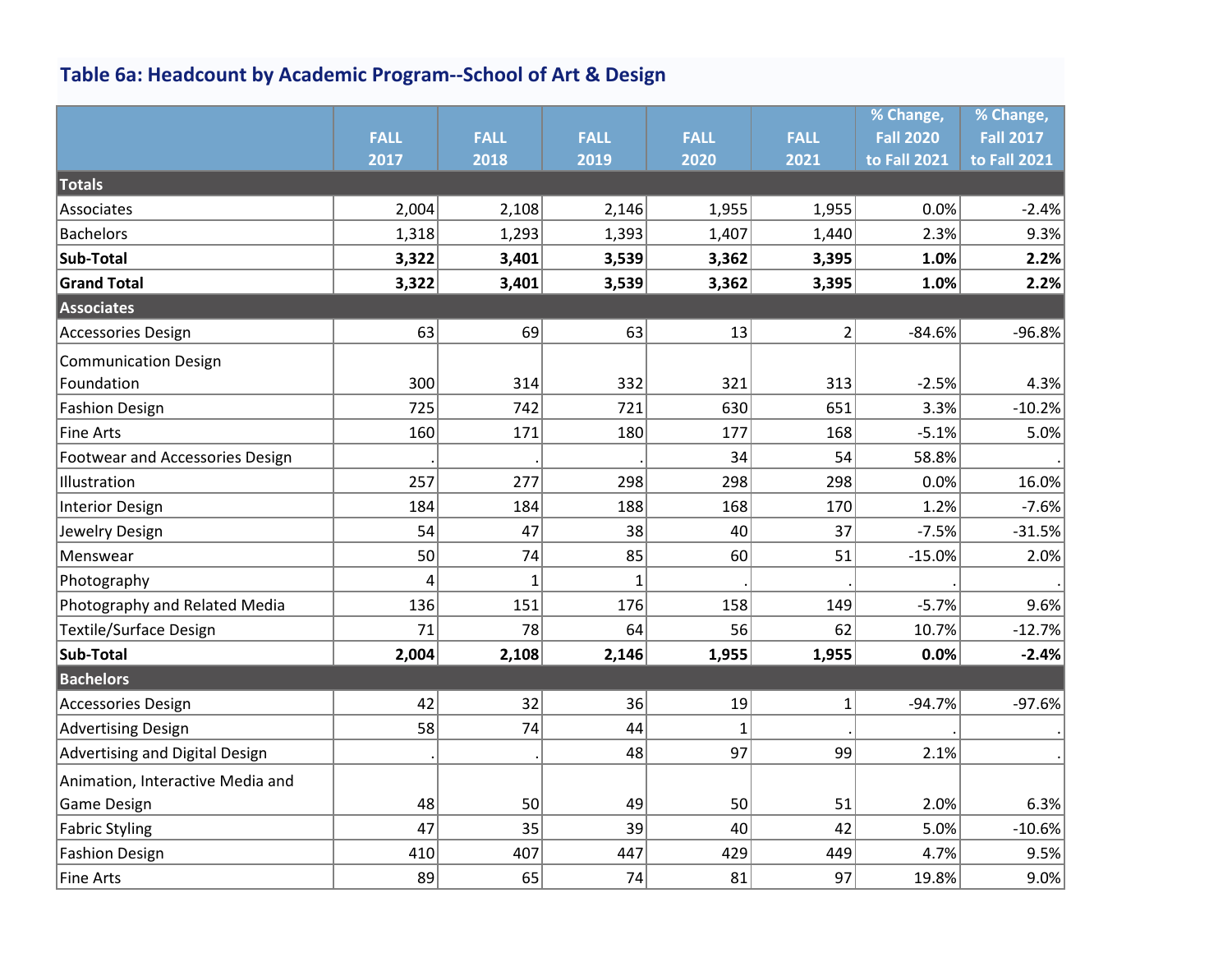## Table 6a: Headcount by Academic Program--School of Art & Design

| | FALL 2017 | FALL 2018 | FALL 2019 | FALL 2020 | FALL 2021 | % Change, Fall 2020 to Fall 2021 | % Change, Fall 2017 to Fall 2021 |
|---|---|---|---|---|---|---|---|
| **Totals** | | | | | | | |
| Associates | 2,004 | 2,108 | 2,146 | 1,955 | 1,955 | 0.0% | -2.4% |
| Bachelors | 1,318 | 1,293 | 1,393 | 1,407 | 1,440 | 2.3% | 9.3% |
| **Sub-Total** | **3,322** | **3,401** | **3,539** | **3,362** | **3,395** | **1.0%** | **2.2%** |
| **Grand Total** | **3,322** | **3,401** | **3,539** | **3,362** | **3,395** | **1.0%** | **2.2%** |
| **Associates** | | | | | | | |
| Accessories Design | 63 | 69 | 63 | 13 | 2 | -84.6% | -96.8% |
| Communication Design Foundation | 300 | 314 | 332 | 321 | 313 | -2.5% | 4.3% |
| Fashion Design | 725 | 742 | 721 | 630 | 651 | 3.3% | -10.2% |
| Fine Arts | 160 | 171 | 180 | 177 | 168 | -5.1% | 5.0% |
| Footwear and Accessories Design | . | . | . | 34 | 54 | 58.8% | . |
| Illustration | 257 | 277 | 298 | 298 | 298 | 0.0% | 16.0% |
| Interior Design | 184 | 184 | 188 | 168 | 170 | 1.2% | -7.6% |
| Jewelry Design | 54 | 47 | 38 | 40 | 37 | -7.5% | -31.5% |
| Menswear | 50 | 74 | 85 | 60 | 51 | -15.0% | 2.0% |
| Photography | 4 | 1 | 1 | . | . | . | . |
| Photography and Related Media | 136 | 151 | 176 | 158 | 149 | -5.7% | 9.6% |
| Textile/Surface Design | 71 | 78 | 64 | 56 | 62 | 10.7% | -12.7% |
| **Sub-Total** | **2,004** | **2,108** | **2,146** | **1,955** | **1,955** | **0.0%** | **-2.4%** |
| **Bachelors** | | | | | | | |
| Accessories Design | 42 | 32 | 36 | 19 | 1 | -94.7% | -97.6% |
| Advertising Design | 58 | 74 | 44 | 1 | . | . | . |
| Advertising and Digital Design | . | . | 48 | 97 | 99 | 2.1% | . |
| Animation, Interactive Media and Game Design | 48 | 50 | 49 | 50 | 51 | 2.0% | 6.3% |
| Fabric Styling | 47 | 35 | 39 | 40 | 42 | 5.0% | -10.6% |
| Fashion Design | 410 | 407 | 447 | 429 | 449 | 4.7% | 9.5% |
| Fine Arts | 89 | 65 | 74 | 81 | 97 | 19.8% | 9.0% |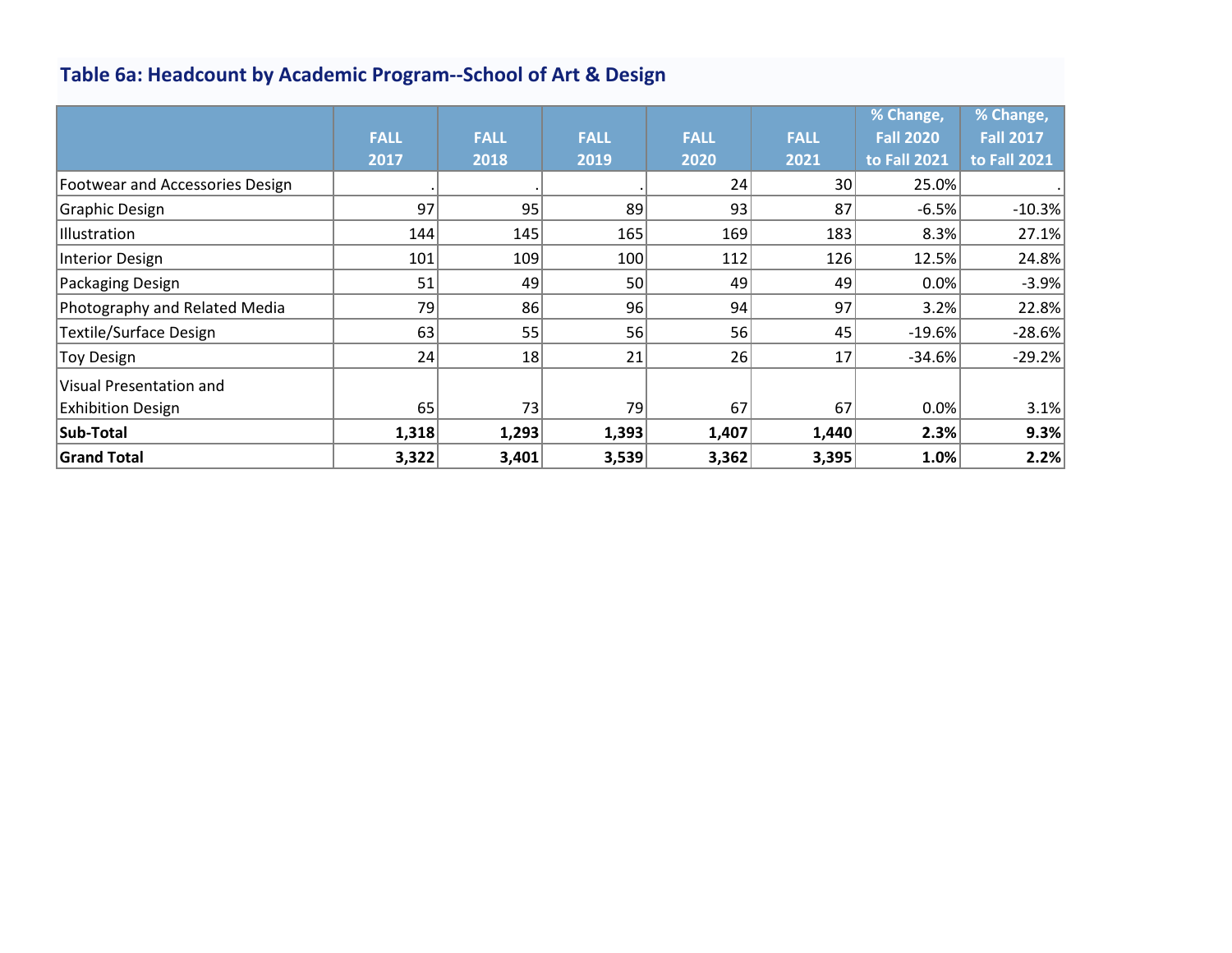## Table 6a: Headcount by Academic Program--School of Art & Design

| | FALL 2017 | FALL 2018 | FALL 2019 | FALL 2020 | FALL 2021 | % Change, Fall 2020 to Fall 2021 | % Change, Fall 2017 to Fall 2021 |
|---|---|---|---|---|---|---|---|
| Footwear and Accessories Design | . | . | . | 24 | 30 | 25.0% | . |
| Graphic Design | 97 | 95 | 89 | 93 | 87 | -6.5% | -10.3% |
| Illustration | 144 | 145 | 165 | 169 | 183 | 8.3% | 27.1% |
| Interior Design | 101 | 109 | 100 | 112 | 126 | 12.5% | 24.8% |
| Packaging Design | 51 | 49 | 50 | 49 | 49 | 0.0% | -3.9% |
| Photography and Related Media | 79 | 86 | 96 | 94 | 97 | 3.2% | 22.8% |
| Textile/Surface Design | 63 | 55 | 56 | 56 | 45 | -19.6% | -28.6% |
| Toy Design | 24 | 18 | 21 | 26 | 17 | -34.6% | -29.2% |
| Visual Presentation and Exhibition Design | 65 | 73 | 79 | 67 | 67 | 0.0% | 3.1% |
| **Sub-Total** | **1,318** | **1,293** | **1,393** | **1,407** | **1,440** | **2.3%** | **9.3%** |
| **Grand Total** | **3,322** | **3,401** | **3,539** | **3,362** | **3,395** | **1.0%** | **2.2%** |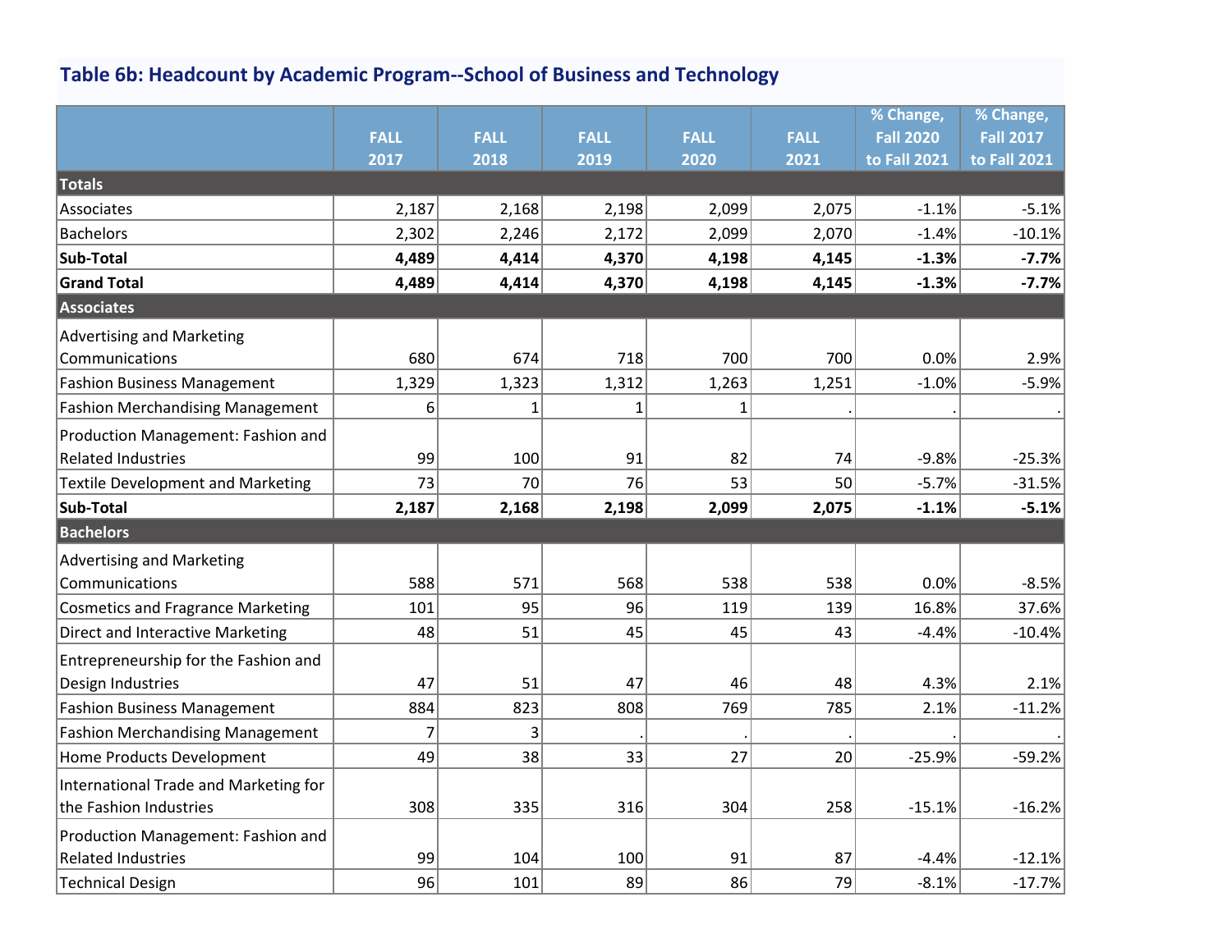## Table 6b: Headcount by Academic Program--School of Business and Technology

| | FALL 2017 | FALL 2018 | FALL 2019 | FALL 2020 | FALL 2021 | % Change, Fall 2020 to Fall 2021 | % Change, Fall 2017 to Fall 2021 |
|---|---|---|---|---|---|---|---|
| **Totals** | | | | | | | |
| Associates | 2,187 | 2,168 | 2,198 | 2,099 | 2,075 | -1.1% | -5.1% |
| Bachelors | 2,302 | 2,246 | 2,172 | 2,099 | 2,070 | -1.4% | -10.1% |
| **Sub-Total** | **4,489** | **4,414** | **4,370** | **4,198** | **4,145** | **-1.3%** | **-7.7%** |
| **Grand Total** | **4,489** | **4,414** | **4,370** | **4,198** | **4,145** | **-1.3%** | **-7.7%** |
| **Associates** | | | | | | | |
| Advertising and Marketing Communications | 680 | 674 | 718 | 700 | 700 | 0.0% | 2.9% |
| Fashion Business Management | 1,329 | 1,323 | 1,312 | 1,263 | 1,251 | -1.0% | -5.9% |
| Fashion Merchandising Management | 6 | 1 | 1 | 1 | . | . | . |
| Production Management: Fashion and Related Industries | 99 | 100 | 91 | 82 | 74 | -9.8% | -25.3% |
| Textile Development and Marketing | 73 | 70 | 76 | 53 | 50 | -5.7% | -31.5% |
| **Sub-Total** | **2,187** | **2,168** | **2,198** | **2,099** | **2,075** | **-1.1%** | **-5.1%** |
| **Bachelors** | | | | | | | |
| Advertising and Marketing Communications | 588 | 571 | 568 | 538 | 538 | 0.0% | -8.5% |
| Cosmetics and Fragrance Marketing | 101 | 95 | 96 | 119 | 139 | 16.8% | 37.6% |
| Direct and Interactive Marketing | 48 | 51 | 45 | 45 | 43 | -4.4% | -10.4% |
| Entrepreneurship for the Fashion and Design Industries | 47 | 51 | 47 | 46 | 48 | 4.3% | 2.1% |
| Fashion Business Management | 884 | 823 | 808 | 769 | 785 | 2.1% | -11.2% |
| Fashion Merchandising Management | 7 | 3 | . | . | . | . | . |
| Home Products Development | 49 | 38 | 33 | 27 | 20 | -25.9% | -59.2% |
| International Trade and Marketing for the Fashion Industries | 308 | 335 | 316 | 304 | 258 | -15.1% | -16.2% |
| Production Management: Fashion and Related Industries | 99 | 104 | 100 | 91 | 87 | -4.4% | -12.1% |
| Technical Design | 96 | 101 | 89 | 86 | 79 | -8.1% | -17.7% |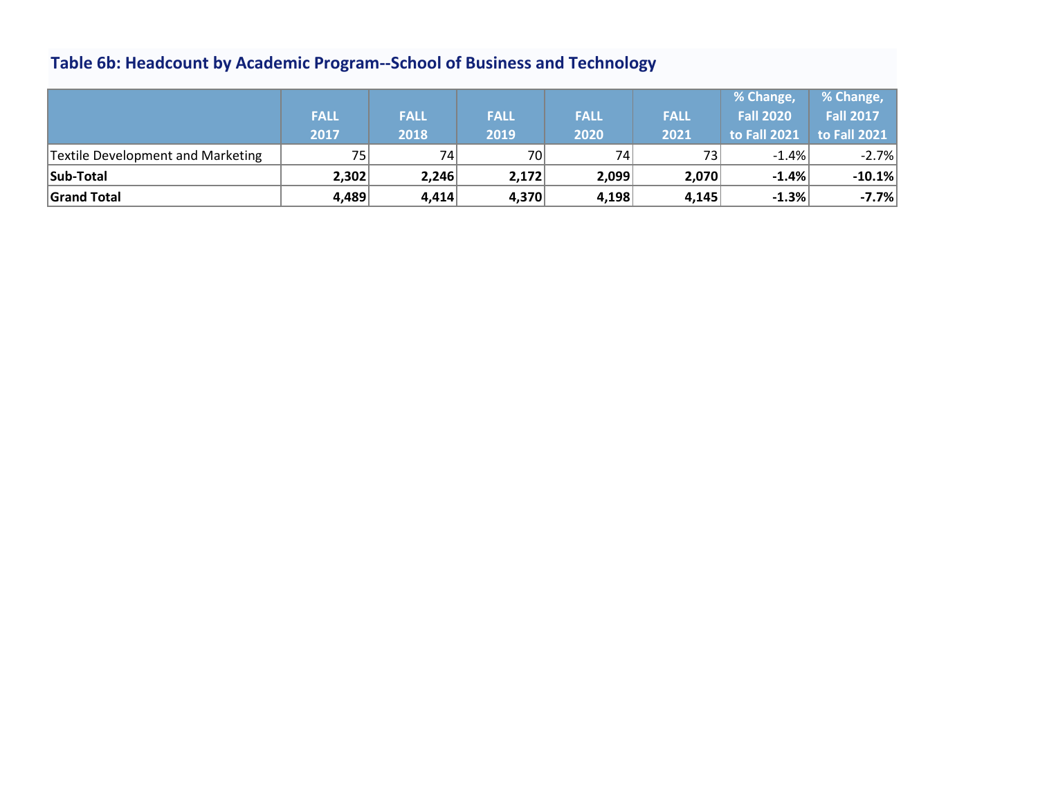## Table 6b: Headcount by Academic Program--School of Business and Technology

| | FALL 2017 | FALL 2018 | FALL 2019 | FALL 2020 | FALL 2021 | % Change, Fall 2020 to Fall 2021 | % Change, Fall 2017 to Fall 2021 |
|---|---|---|---|---|---|---|---|
| Textile Development and Marketing | 75 | 74 | 70 | 74 | 73 | -1.4% | -2.7% |
| **Sub-Total** | **2,302** | **2,246** | **2,172** | **2,099** | **2,070** | **-1.4%** | **-10.1%** |
| **Grand Total** | **4,489** | **4,414** | **4,370** | **4,198** | **4,145** | **-1.3%** | **-7.7%** |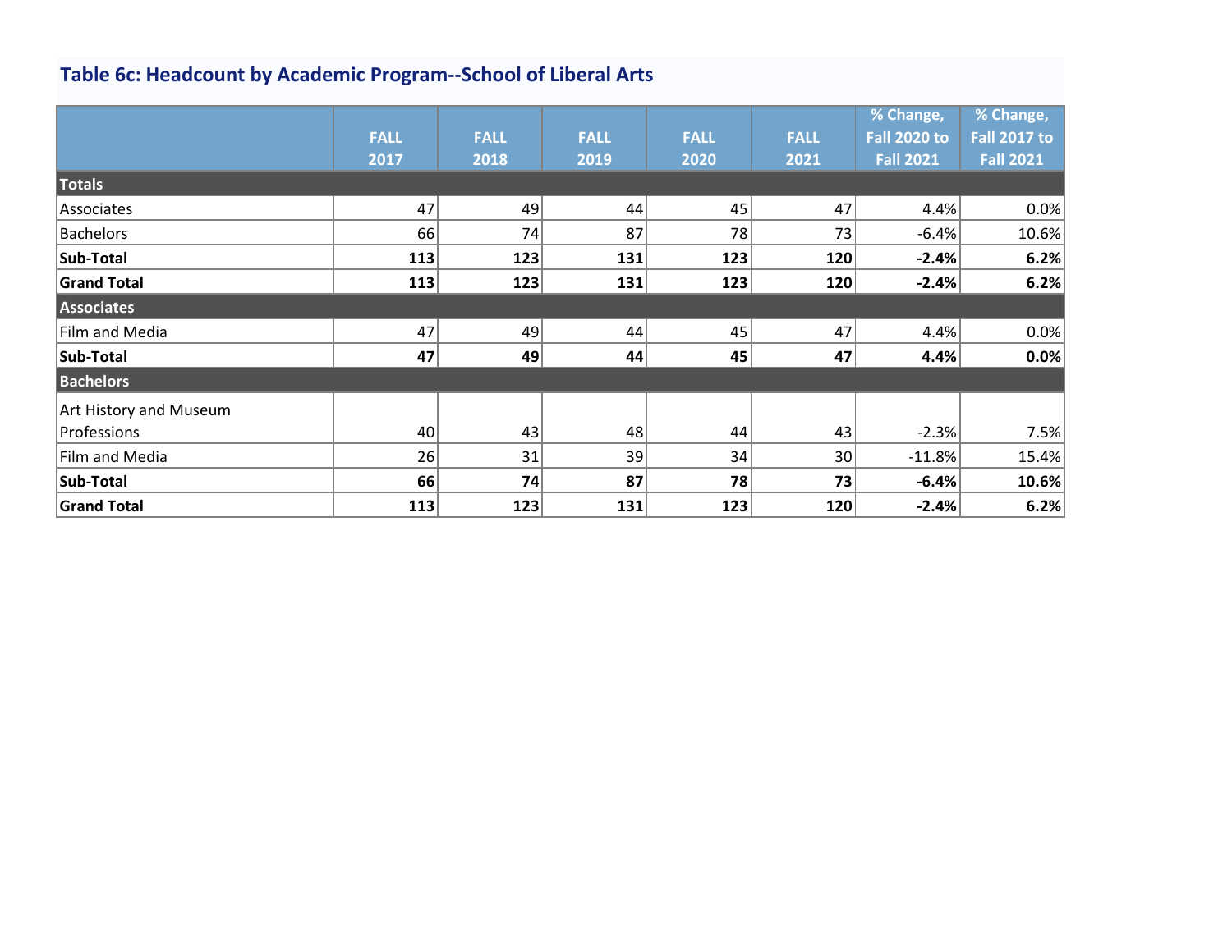## Table 6c: Headcount by Academic Program--School of Liberal Arts

| | FALL 2017 | FALL 2018 | FALL 2019 | FALL 2020 | FALL 2021 | % Change, Fall 2020 to Fall 2021 | % Change, Fall 2017 to Fall 2021 |
|---|---|---|---|---|---|---|---|
| **Totals** | | | | | | | |
| Associates | 47 | 49 | 44 | 45 | 47 | 4.4% | 0.0% |
| Bachelors | 66 | 74 | 87 | 78 | 73 | -6.4% | 10.6% |
| **Sub-Total** | **113** | **123** | **131** | **123** | **120** | **-2.4%** | **6.2%** |
| **Grand Total** | **113** | **123** | **131** | **123** | **120** | **-2.4%** | **6.2%** |
| **Associates** | | | | | | | |
| Film and Media | 47 | 49 | 44 | 45 | 47 | 4.4% | 0.0% |
| **Sub-Total** | **47** | **49** | **44** | **45** | **47** | **4.4%** | **0.0%** |
| **Bachelors** | | | | | | | |
| Art History and Museum Professions | 40 | 43 | 48 | 44 | 43 | -2.3% | 7.5% |
| Film and Media | 26 | 31 | 39 | 34 | 30 | -11.8% | 15.4% |
| **Sub-Total** | **66** | **74** | **87** | **78** | **73** | **-6.4%** | **10.6%** |
| **Grand Total** | **113** | **123** | **131** | **123** | **120** | **-2.4%** | **6.2%** |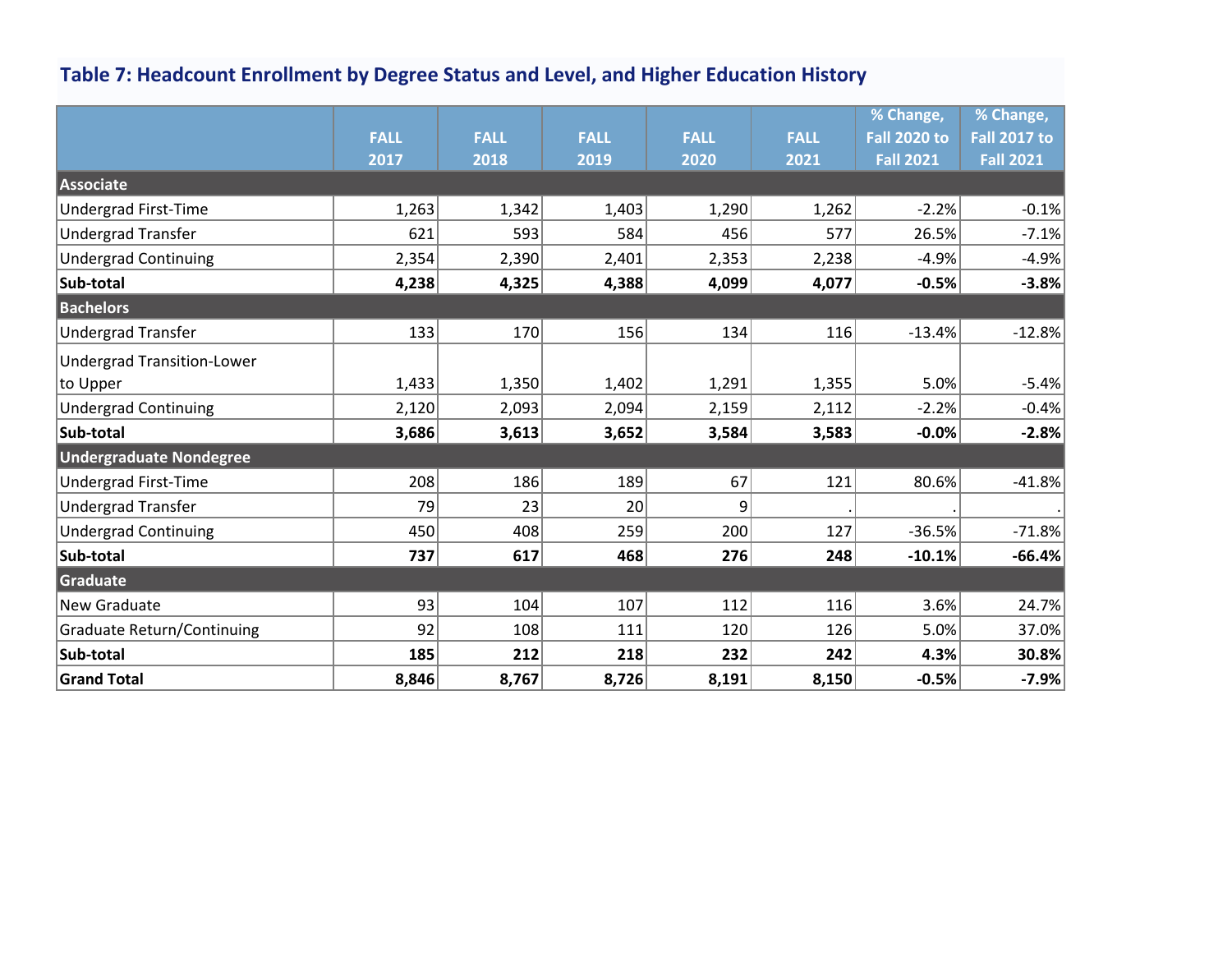### Table 7: Headcount Enrollment by Degree Status and Level, and Higher Education History

| | FALL 2017 | FALL 2018 | FALL 2019 | FALL 2020 | FALL 2021 | % Change, Fall 2020 to Fall 2021 | % Change, Fall 2017 to Fall 2021 |
|---|---|---|---|---|---|---|---|
| **Associate** | | | | | | | |
| Undergrad First-Time | 1,263 | 1,342 | 1,403 | 1,290 | 1,262 | -2.2% | -0.1% |
| Undergrad Transfer | 621 | 593 | 584 | 456 | 577 | 26.5% | -7.1% |
| Undergrad Continuing | 2,354 | 2,390 | 2,401 | 2,353 | 2,238 | -4.9% | -4.9% |
| **Sub-total** | **4,238** | **4,325** | **4,388** | **4,099** | **4,077** | **-0.5%** | **-3.8%** |
| **Bachelors** | | | | | | | |
| Undergrad Transfer | 133 | 170 | 156 | 134 | 116 | -13.4% | -12.8% |
| Undergrad Transition-Lower to Upper | 1,433 | 1,350 | 1,402 | 1,291 | 1,355 | 5.0% | -5.4% |
| Undergrad Continuing | 2,120 | 2,093 | 2,094 | 2,159 | 2,112 | -2.2% | -0.4% |
| **Sub-total** | **3,686** | **3,613** | **3,652** | **3,584** | **3,583** | **-0.0%** | **-2.8%** |
| **Undergraduate Nondegree** | | | | | | | |
| Undergrad First-Time | 208 | 186 | 189 | 67 | 121 | 80.6% | -41.8% |
| Undergrad Transfer | 79 | 23 | 20 | 9 | . | . | . |
| Undergrad Continuing | 450 | 408 | 259 | 200 | 127 | -36.5% | -71.8% |
| **Sub-total** | **737** | **617** | **468** | **276** | **248** | **-10.1%** | **-66.4%** |
| **Graduate** | | | | | | | |
| New Graduate | 93 | 104 | 107 | 112 | 116 | 3.6% | 24.7% |
| Graduate Return/Continuing | 92 | 108 | 111 | 120 | 126 | 5.0% | 37.0% |
| **Sub-total** | **185** | **212** | **218** | **232** | **242** | **4.3%** | **30.8%** |
| **Grand Total** | **8,846** | **8,767** | **8,726** | **8,191** | **8,150** | **-0.5%** | **-7.9%** |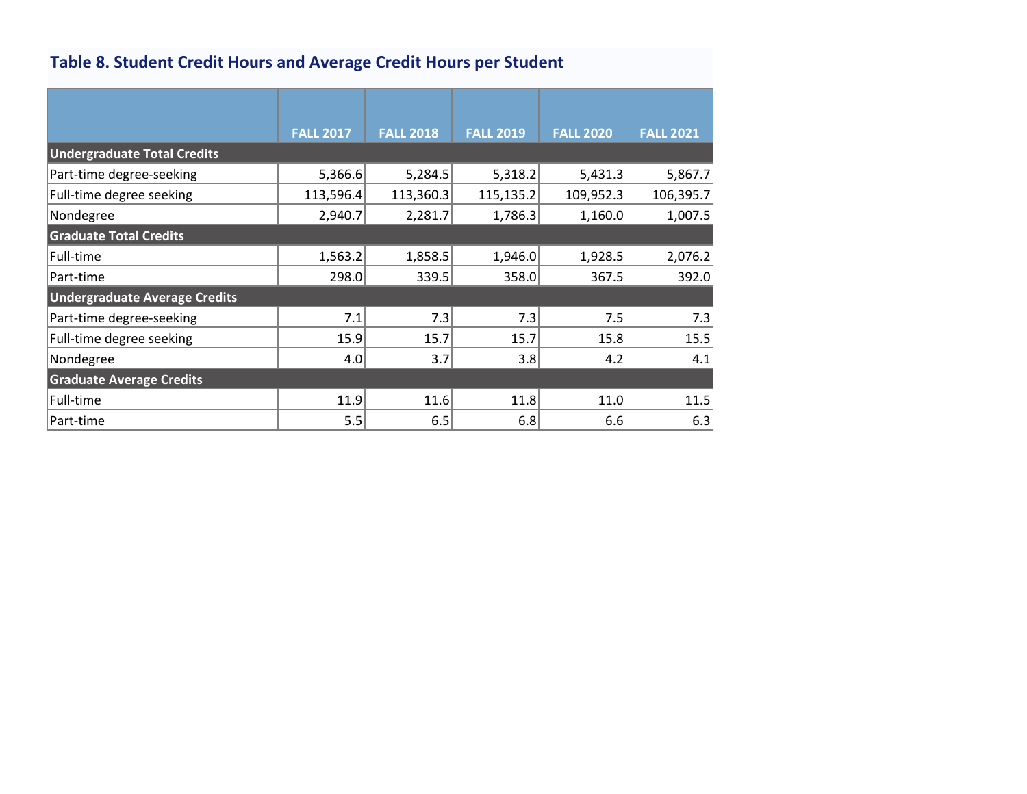## Table 8. Student Credit Hours and Average Credit Hours per Student

| | FALL 2017 | FALL 2018 | FALL 2019 | FALL 2020 | FALL 2021 |
|---|---|---|---|---|---|
| **Undergraduate Total Credits** | | | | | |
| Part-time degree-seeking | 5,366.6 | 5,284.5 | 5,318.2 | 5,431.3 | 5,867.7 |
| Full-time degree seeking | 113,596.4 | 113,360.3 | 115,135.2 | 109,952.3 | 106,395.7 |
| Nondegree | 2,940.7 | 2,281.7 | 1,786.3 | 1,160.0 | 1,007.5 |
| **Graduate Total Credits** | | | | | |
| Full-time | 1,563.2 | 1,858.5 | 1,946.0 | 1,928.5 | 2,076.2 |
| Part-time | 298.0 | 339.5 | 358.0 | 367.5 | 392.0 |
| **Undergraduate Average Credits** | | | | | |
| Part-time degree-seeking | 7.1 | 7.3 | 7.3 | 7.5 | 7.3 |
| Full-time degree seeking | 15.9 | 15.7 | 15.7 | 15.8 | 15.5 |
| Nondegree | 4.0 | 3.7 | 3.8 | 4.2 | 4.1 |
| **Graduate Average Credits** | | | | | |
| Full-time | 11.9 | 11.6 | 11.8 | 11.0 | 11.5 |
| Part-time | 5.5 | 6.5 | 6.8 | 6.6 | 6.3 |